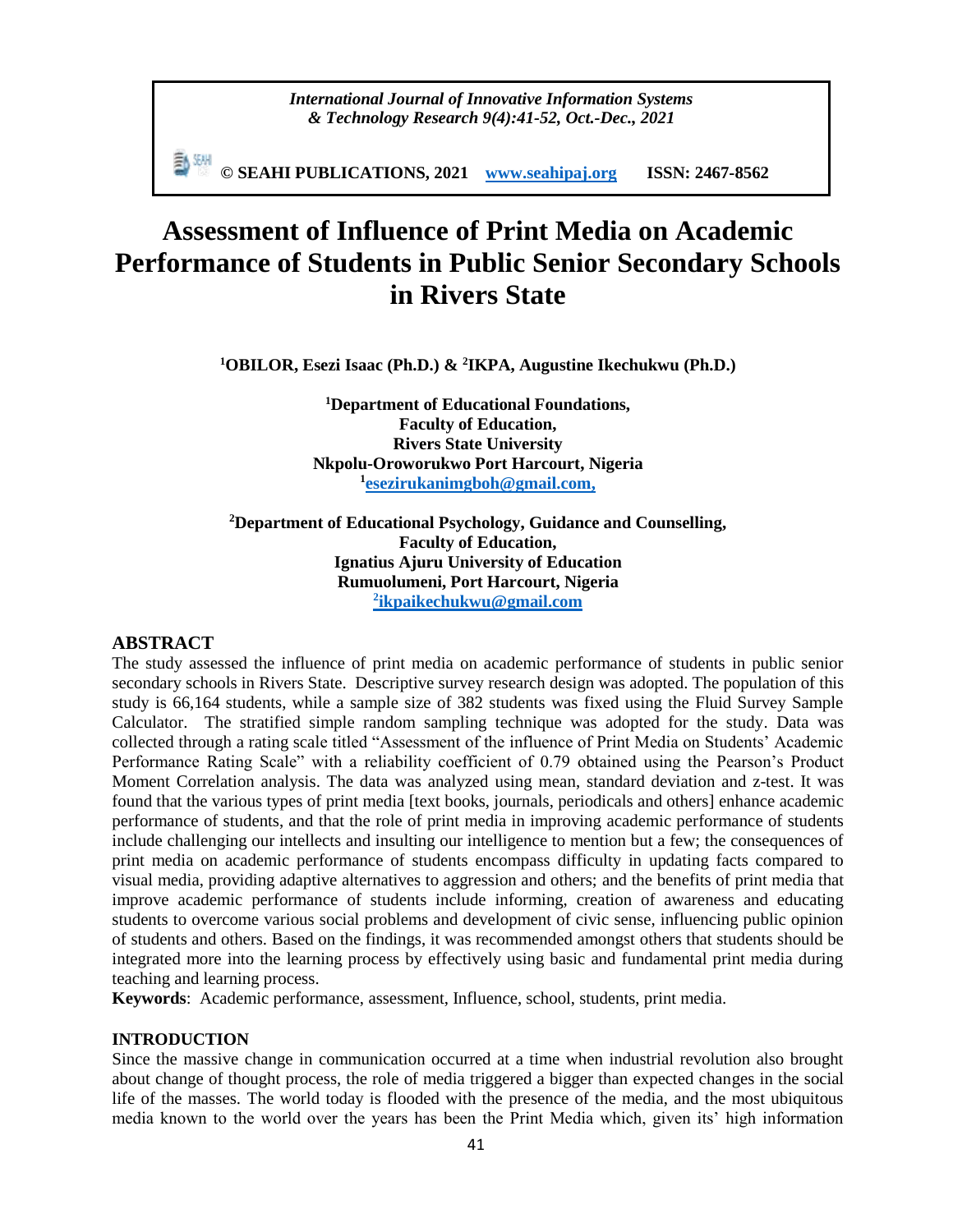*International Journal of Innovative Information Systems & Technology Research 9(4):41-52, Oct.-Dec., 2021*

**© SEAHI PUBLICATIONS, 2021 www.seahipaj.org ISSN: 2467-8562**

# Assessment of Influence of Print Media on Academic Performance of Students in Public Senior Secondary Schools in Rivers State

**[1]OBILOR, Esezi Isaac (Ph.D.) & [2]IKPA, Augustine Ikechukwu (Ph.D.)**

**[1]Department of Educational Foundations, Faculty of Education, Rivers State University Nkpolu-Oroworukwo Port Harcourt, Nigeria**
**[1]esezirukanimgboh@gmail.com,**

**[2]Department of Educational Psychology, Guidance and Counselling, Faculty of Education, Ignatius Ajuru University of Education Rumuolumeni, Port Harcourt, Nigeria**
**[2]ikpaikechukwu@gmail.com**

## ABSTRACT

The study assessed the influence of print media on academic performance of students in public senior secondary schools in Rivers State. Descriptive survey research design was adopted. The population of this study is 66,164 students, while a sample size of 382 students was fixed using the Fluid Survey Sample Calculator. The stratified simple random sampling technique was adopted for the study. Data was collected through a rating scale titled "Assessment of the influence of Print Media on Students' Academic Performance Rating Scale" with a reliability coefficient of 0.79 obtained using the Pearson's Product Moment Correlation analysis. The data was analyzed using mean, standard deviation and z-test. It was found that the various types of print media [text books, journals, periodicals and others] enhance academic performance of students, and that the role of print media in improving academic performance of students include challenging our intellects and insulting our intelligence to mention but a few; the consequences of print media on academic performance of students encompass difficulty in updating facts compared to visual media, providing adaptive alternatives to aggression and others; and the benefits of print media that improve academic performance of students include informing, creation of awareness and educating students to overcome various social problems and development of civic sense, influencing public opinion of students and others. Based on the findings, it was recommended amongst others that students should be integrated more into the learning process by effectively using basic and fundamental print media during teaching and learning process.

**Keywords**: Academic performance, assessment, Influence, school, students, print media.

## INTRODUCTION

Since the massive change in communication occurred at a time when industrial revolution also brought about change of thought process, the role of media triggered a bigger than expected changes in the social life of the masses. The world today is flooded with the presence of the media, and the most ubiquitous media known to the world over the years has been the Print Media which, given its' high information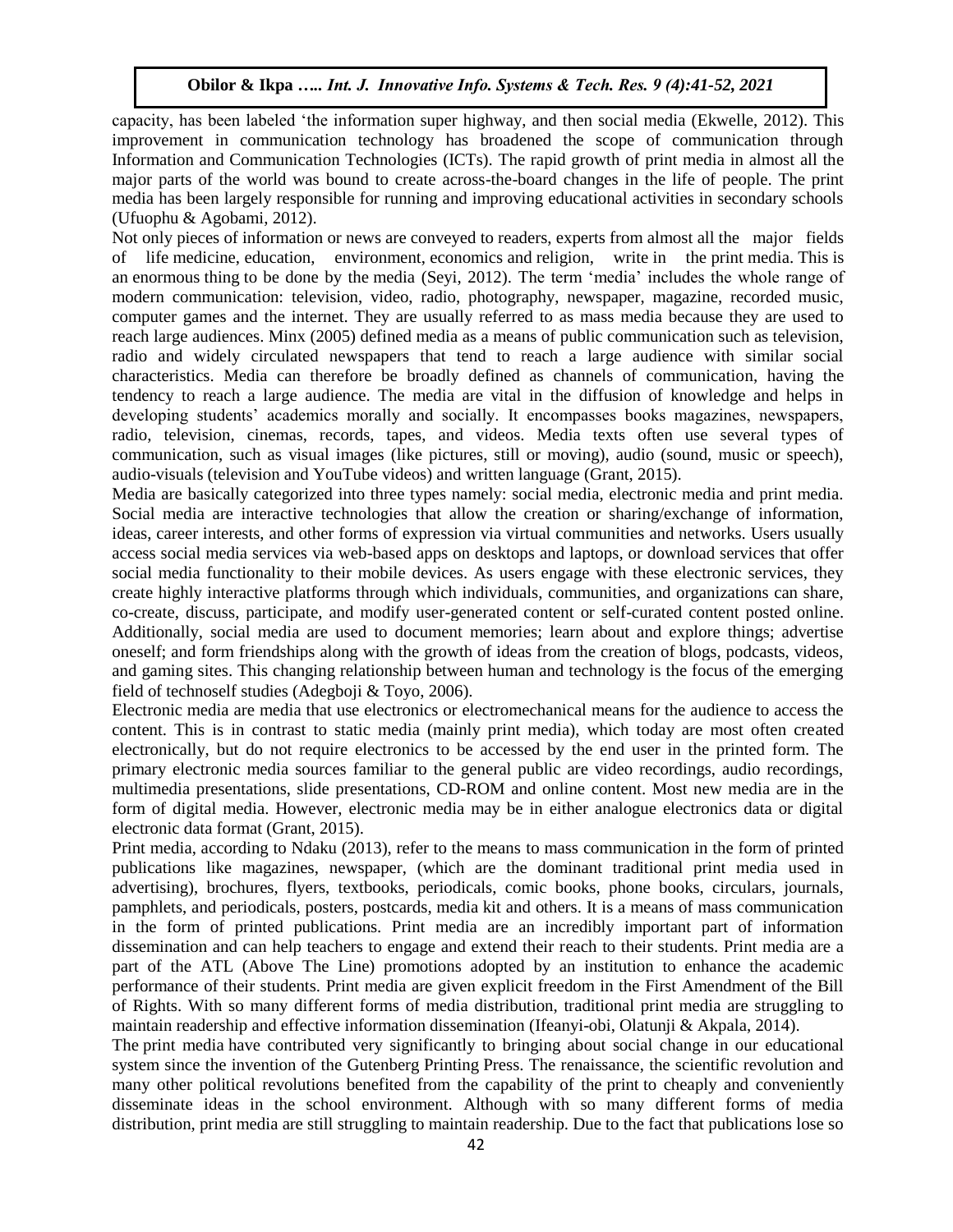capacity, has been labeled 'the information super highway, and then social media (Ekwelle, 2012). This improvement in communication technology has broadened the scope of communication through Information and Communication Technologies (ICTs). The rapid growth of print media in almost all the major parts of the world was bound to create across-the-board changes in the life of people. The print media has been largely responsible for running and improving educational activities in secondary schools (Ufuophu & Agobami, 2012).

Not only pieces of information or news are conveyed to readers, experts from almost all the major fields of life medicine, education, environment, economics and religion, write in the print media. This is an enormous thing to be done by the media (Seyi, 2012). The term 'media' includes the whole range of modern communication: television, video, radio, photography, newspaper, magazine, recorded music, computer games and the internet. They are usually referred to as mass media because they are used to reach large audiences. Minx (2005) defined media as a means of public communication such as television, radio and widely circulated newspapers that tend to reach a large audience with similar social characteristics. Media can therefore be broadly defined as channels of communication, having the tendency to reach a large audience. The media are vital in the diffusion of knowledge and helps in developing students' academics morally and socially. It encompasses books magazines, newspapers, radio, television, cinemas, records, tapes, and videos. Media texts often use several types of communication, such as visual images (like pictures, still or moving), audio (sound, music or speech), audio-visuals (television and YouTube videos) and written language (Grant, 2015).

Media are basically categorized into three types namely: social media, electronic media and print media. Social media are interactive technologies that allow the creation or sharing/exchange of information, ideas, career interests, and other forms of expression via virtual communities and networks. Users usually access social media services via web-based apps on desktops and laptops, or download services that offer social media functionality to their mobile devices. As users engage with these electronic services, they create highly interactive platforms through which individuals, communities, and organizations can share, co-create, discuss, participate, and modify user-generated content or self-curated content posted online. Additionally, social media are used to document memories; learn about and explore things; advertise oneself; and form friendships along with the growth of ideas from the creation of blogs, podcasts, videos, and gaming sites. This changing relationship between human and technology is the focus of the emerging field of technoself studies (Adegboji & Toyo, 2006).

Electronic media are media that use electronics or electromechanical means for the audience to access the content. This is in contrast to static media (mainly print media), which today are most often created electronically, but do not require electronics to be accessed by the end user in the printed form. The primary electronic media sources familiar to the general public are video recordings, audio recordings, multimedia presentations, slide presentations, CD-ROM and online content. Most new media are in the form of digital media. However, electronic media may be in either analogue electronics data or digital electronic data format (Grant, 2015).

Print media, according to Ndaku (2013), refer to the means to mass communication in the form of printed publications like magazines, newspaper, (which are the dominant traditional print media used in advertising), brochures, flyers, textbooks, periodicals, comic books, phone books, circulars, journals, pamphlets, and periodicals, posters, postcards, media kit and others. It is a means of mass communication in the form of printed publications. Print media are an incredibly important part of information dissemination and can help teachers to engage and extend their reach to their students. Print media are a part of the ATL (Above The Line) promotions adopted by an institution to enhance the academic performance of their students. Print media are given explicit freedom in the First Amendment of the Bill of Rights. With so many different forms of media distribution, traditional print media are struggling to maintain readership and effective information dissemination (Ifeanyi-obi, Olatunji & Akpala, 2014).

The print media have contributed very significantly to bringing about social change in our educational system since the invention of the Gutenberg Printing Press. The renaissance, the scientific revolution and many other political revolutions benefited from the capability of the print to cheaply and conveniently disseminate ideas in the school environment. Although with so many different forms of media distribution, print media are still struggling to maintain readership. Due to the fact that publications lose so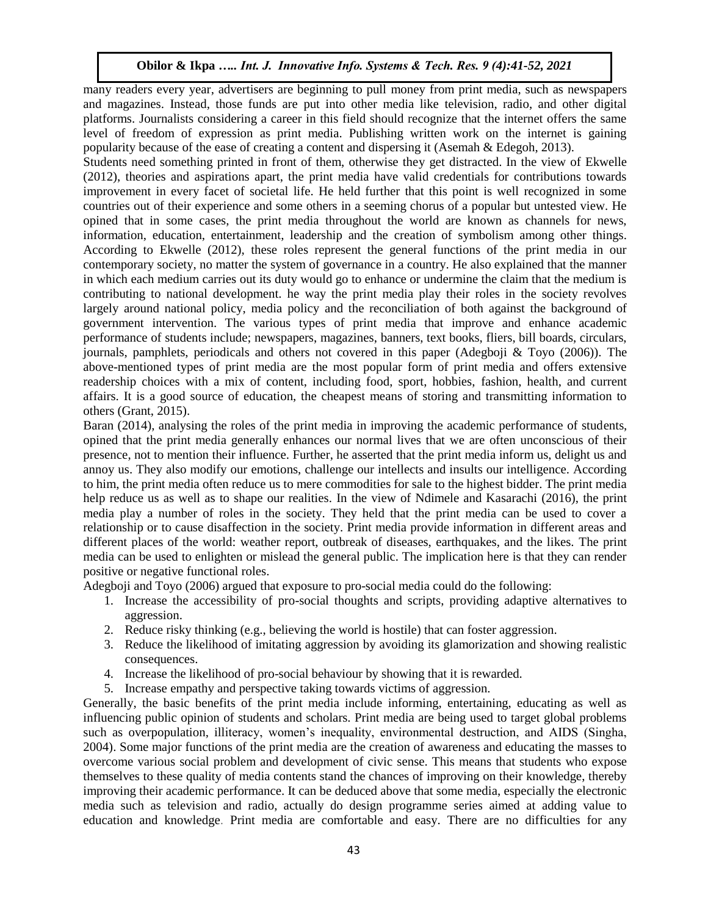many readers every year, advertisers are beginning to pull money from print media, such as newspapers and magazines. Instead, those funds are put into other media like television, radio, and other digital platforms. Journalists considering a career in this field should recognize that the internet offers the same level of freedom of expression as print media. Publishing written work on the internet is gaining popularity because of the ease of creating a content and dispersing it (Asemah & Edegoh, 2013).

Students need something printed in front of them, otherwise they get distracted. In the view of Ekwelle (2012), theories and aspirations apart, the print media have valid credentials for contributions towards improvement in every facet of societal life. He held further that this point is well recognized in some countries out of their experience and some others in a seeming chorus of a popular but untested view. He opined that in some cases, the print media throughout the world are known as channels for news, information, education, entertainment, leadership and the creation of symbolism among other things. According to Ekwelle (2012), these roles represent the general functions of the print media in our contemporary society, no matter the system of governance in a country. He also explained that the manner in which each medium carries out its duty would go to enhance or undermine the claim that the medium is contributing to national development. he way the print media play their roles in the society revolves largely around national policy, media policy and the reconciliation of both against the background of government intervention. The various types of print media that improve and enhance academic performance of students include; newspapers, magazines, banners, text books, fliers, bill boards, circulars, journals, pamphlets, periodicals and others not covered in this paper (Adegboji & Toyo (2006)). The above-mentioned types of print media are the most popular form of print media and offers extensive readership choices with a mix of content, including food, sport, hobbies, fashion, health, and current affairs. It is a good source of education, the cheapest means of storing and transmitting information to others (Grant, 2015).

Baran (2014), analysing the roles of the print media in improving the academic performance of students, opined that the print media generally enhances our normal lives that we are often unconscious of their presence, not to mention their influence. Further, he asserted that the print media inform us, delight us and annoy us. They also modify our emotions, challenge our intellects and insults our intelligence. According to him, the print media often reduce us to mere commodities for sale to the highest bidder. The print media help reduce us as well as to shape our realities. In the view of Ndimele and Kasarachi (2016), the print media play a number of roles in the society. They held that the print media can be used to cover a relationship or to cause disaffection in the society. Print media provide information in different areas and different places of the world: weather report, outbreak of diseases, earthquakes, and the likes. The print media can be used to enlighten or mislead the general public. The implication here is that they can render positive or negative functional roles.

Adegboji and Toyo (2006) argued that exposure to pro-social media could do the following:

1. Increase the accessibility of pro-social thoughts and scripts, providing adaptive alternatives to aggression.
2. Reduce risky thinking (e.g., believing the world is hostile) that can foster aggression.
3. Reduce the likelihood of imitating aggression by avoiding its glamorization and showing realistic consequences.
4. Increase the likelihood of pro-social behaviour by showing that it is rewarded.
5. Increase empathy and perspective taking towards victims of aggression.

Generally, the basic benefits of the print media include informing, entertaining, educating as well as influencing public opinion of students and scholars. Print media are being used to target global problems such as overpopulation, illiteracy, women's inequality, environmental destruction, and AIDS (Singha, 2004). Some major functions of the print media are the creation of awareness and educating the masses to overcome various social problem and development of civic sense. This means that students who expose themselves to these quality of media contents stand the chances of improving on their knowledge, thereby improving their academic performance. It can be deduced above that some media, especially the electronic media such as television and radio, actually do design programme series aimed at adding value to education and knowledge. Print media are comfortable and easy. There are no difficulties for any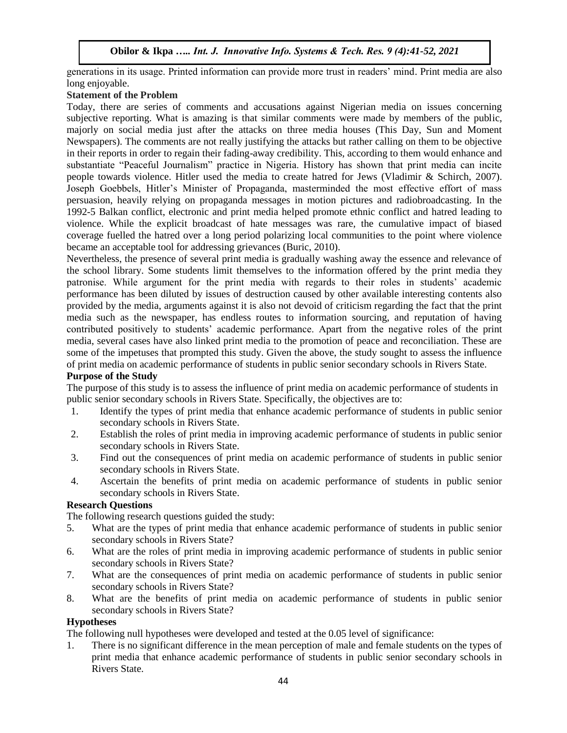generations in its usage. Printed information can provide more trust in readers' mind. Print media are also long enjoyable.

**Statement of the Problem**

Today, there are series of comments and accusations against Nigerian media on issues concerning subjective reporting. What is amazing is that similar comments were made by members of the public, majorly on social media just after the attacks on three media houses (This Day, Sun and Moment Newspapers). The comments are not really justifying the attacks but rather calling on them to be objective in their reports in order to regain their fading-away credibility. This, according to them would enhance and substantiate "Peaceful Journalism" practice in Nigeria. History has shown that print media can incite people towards violence. Hitler used the media to create hatred for Jews (Vladimir & Schirch, 2007). Joseph Goebbels, Hitler's Minister of Propaganda, masterminded the most effective effort of mass persuasion, heavily relying on propaganda messages in motion pictures and radiobroadcasting. In the 1992-5 Balkan conflict, electronic and print media helped promote ethnic conflict and hatred leading to violence. While the explicit broadcast of hate messages was rare, the cumulative impact of biased coverage fuelled the hatred over a long period polarizing local communities to the point where violence became an acceptable tool for addressing grievances (Buric, 2010).

Nevertheless, the presence of several print media is gradually washing away the essence and relevance of the school library. Some students limit themselves to the information offered by the print media they patronise. While argument for the print media with regards to their roles in students' academic performance has been diluted by issues of destruction caused by other available interesting contents also provided by the media, arguments against it is also not devoid of criticism regarding the fact that the print media such as the newspaper, has endless routes to information sourcing, and reputation of having contributed positively to students' academic performance. Apart from the negative roles of the print media, several cases have also linked print media to the promotion of peace and reconciliation. These are some of the impetuses that prompted this study. Given the above, the study sought to assess the influence of print media on academic performance of students in public senior secondary schools in Rivers State.

**Purpose of the Study**

The purpose of this study is to assess the influence of print media on academic performance of students in public senior secondary schools in Rivers State. Specifically, the objectives are to:

1. Identify the types of print media that enhance academic performance of students in public senior secondary schools in Rivers State.
2. Establish the roles of print media in improving academic performance of students in public senior secondary schools in Rivers State.
3. Find out the consequences of print media on academic performance of students in public senior secondary schools in Rivers State.
4. Ascertain the benefits of print media on academic performance of students in public senior secondary schools in Rivers State.

**Research Questions**

The following research questions guided the study:

5. What are the types of print media that enhance academic performance of students in public senior secondary schools in Rivers State?
6. What are the roles of print media in improving academic performance of students in public senior secondary schools in Rivers State?
7. What are the consequences of print media on academic performance of students in public senior secondary schools in Rivers State?
8. What are the benefits of print media on academic performance of students in public senior secondary schools in Rivers State?

**Hypotheses**

The following null hypotheses were developed and tested at the 0.05 level of significance:

1. There is no significant difference in the mean perception of male and female students on the types of print media that enhance academic performance of students in public senior secondary schools in Rivers State.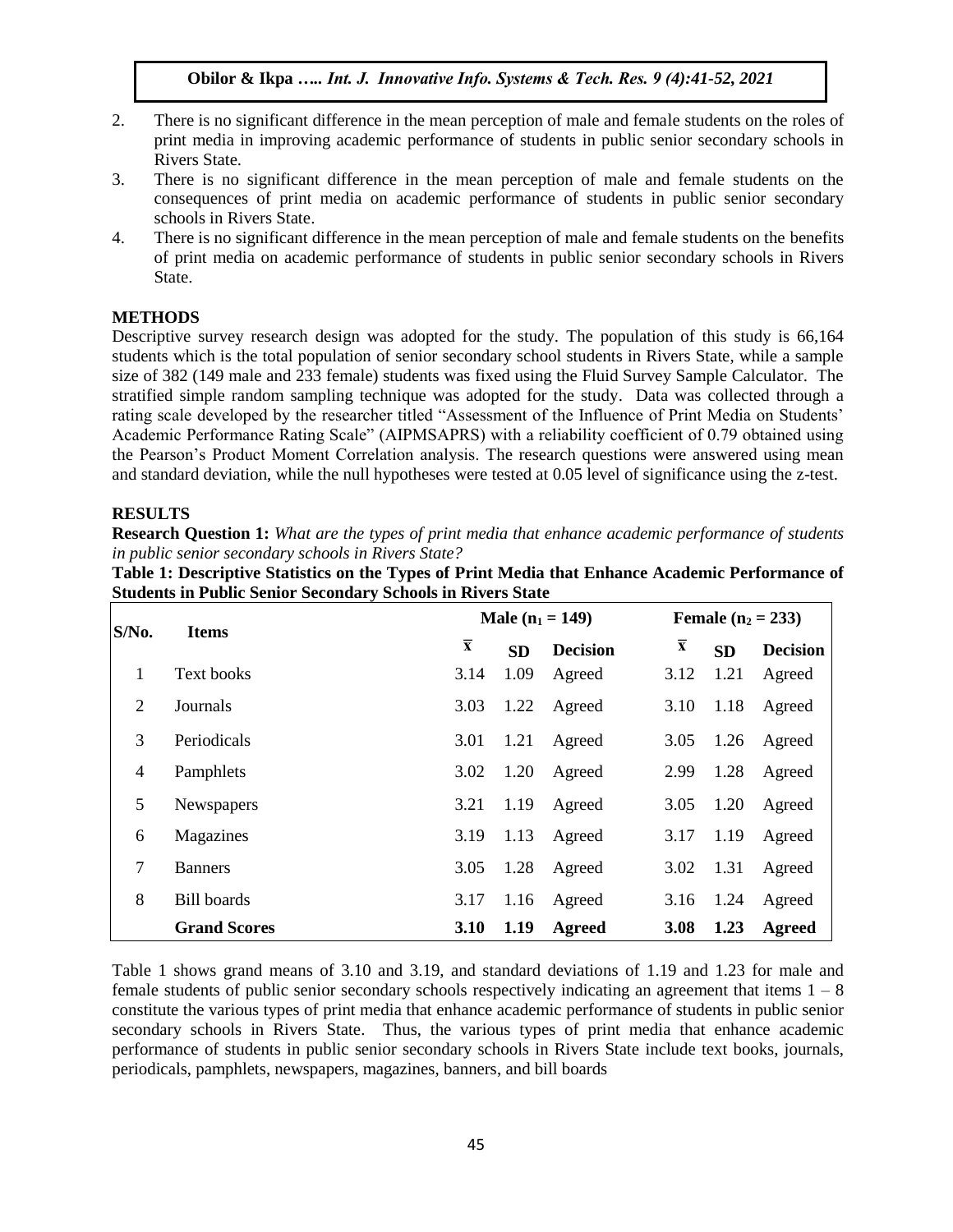2. There is no significant difference in the mean perception of male and female students on the roles of print media in improving academic performance of students in public senior secondary schools in Rivers State.
3. There is no significant difference in the mean perception of male and female students on the consequences of print media on academic performance of students in public senior secondary schools in Rivers State.
4. There is no significant difference in the mean perception of male and female students on the benefits of print media on academic performance of students in public senior secondary schools in Rivers State.

## METHODS

Descriptive survey research design was adopted for the study. The population of this study is 66,164 students which is the total population of senior secondary school students in Rivers State, while a sample size of 382 (149 male and 233 female) students was fixed using the Fluid Survey Sample Calculator. The stratified simple random sampling technique was adopted for the study. Data was collected through a rating scale developed by the researcher titled "Assessment of the Influence of Print Media on Students' Academic Performance Rating Scale" (AIPMSAPRS) with a reliability coefficient of 0.79 obtained using the Pearson's Product Moment Correlation analysis. The research questions were answered using mean and standard deviation, while the null hypotheses were tested at 0.05 level of significance using the z-test.

## RESULTS

**Research Question 1:** *What are the types of print media that enhance academic performance of students in public senior secondary schools in Rivers State?*

**Table 1: Descriptive Statistics on the Types of Print Media that Enhance Academic Performance of Students in Public Senior Secondary Schools in Rivers State**

| S/No. | Items | Male ($n_1 = 149$) | | | Female ($n_2 = 233$) | | |
|---|---|---|---|---|---|---|---|
| | | $\bar{x}$ | SD | Decision | $\bar{x}$ | SD | Decision |
| 1 | Text books | 3.14 | 1.09 | Agreed | 3.12 | 1.21 | Agreed |
| 2 | Journals | 3.03 | 1.22 | Agreed | 3.10 | 1.18 | Agreed |
| 3 | Periodicals | 3.01 | 1.21 | Agreed | 3.05 | 1.26 | Agreed |
| 4 | Pamphlets | 3.02 | 1.20 | Agreed | 2.99 | 1.28 | Agreed |
| 5 | Newspapers | 3.21 | 1.19 | Agreed | 3.05 | 1.20 | Agreed |
| 6 | Magazines | 3.19 | 1.13 | Agreed | 3.17 | 1.19 | Agreed |
| 7 | Banners | 3.05 | 1.28 | Agreed | 3.02 | 1.31 | Agreed |
| 8 | Bill boards | 3.17 | 1.16 | Agreed | 3.16 | 1.24 | Agreed |
| | **Grand Scores** | **3.10** | **1.19** | **Agreed** | **3.08** | **1.23** | **Agreed** |

Table 1 shows grand means of 3.10 and 3.19, and standard deviations of 1.19 and 1.23 for male and female students of public senior secondary schools respectively indicating an agreement that items 1 – 8 constitute the various types of print media that enhance academic performance of students in public senior secondary schools in Rivers State. Thus, the various types of print media that enhance academic performance of students in public senior secondary schools in Rivers State include text books, journals, periodicals, pamphlets, newspapers, magazines, banners, and bill boards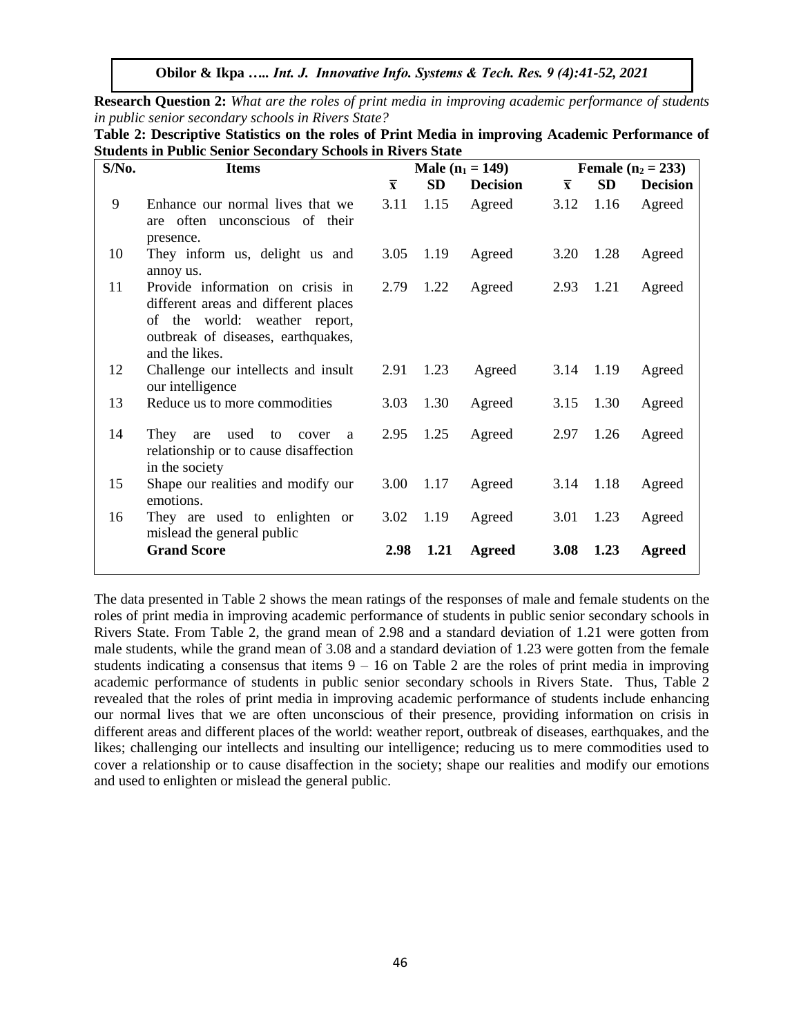**Research Question 2:** *What are the roles of print media in improving academic performance of students in public senior secondary schools in Rivers State?*

**Table 2: Descriptive Statistics on the roles of Print Media in improving Academic Performance of Students in Public Senior Secondary Schools in Rivers State**

| S/No. | Items | Male ($n_1 = 149$) | | | Female ($n_2 = 233$) | | |
|---|---|---|---|---|---|---|---|
| | | $\bar{x}$ | SD | Decision | $\bar{x}$ | SD | Decision |
| 9 | Enhance our normal lives that we are often unconscious of their presence. | 3.11 | 1.15 | Agreed | 3.12 | 1.16 | Agreed |
| 10 | They inform us, delight us and annoy us. | 3.05 | 1.19 | Agreed | 3.20 | 1.28 | Agreed |
| 11 | Provide information on crisis in different areas and different places of the world: weather report, outbreak of diseases, earthquakes, and the likes. | 2.79 | 1.22 | Agreed | 2.93 | 1.21 | Agreed |
| 12 | Challenge our intellects and insult our intelligence | 2.91 | 1.23 | Agreed | 3.14 | 1.19 | Agreed |
| 13 | Reduce us to more commodities | 3.03 | 1.30 | Agreed | 3.15 | 1.30 | Agreed |
| 14 | They are used to cover a relationship or to cause disaffection in the society | 2.95 | 1.25 | Agreed | 2.97 | 1.26 | Agreed |
| 15 | Shape our realities and modify our emotions. | 3.00 | 1.17 | Agreed | 3.14 | 1.18 | Agreed |
| 16 | They are used to enlighten or mislead the general public | 3.02 | 1.19 | Agreed | 3.01 | 1.23 | Agreed |
| | **Grand Score** | **2.98** | **1.21** | **Agreed** | **3.08** | **1.23** | **Agreed** |

The data presented in Table 2 shows the mean ratings of the responses of male and female students on the roles of print media in improving academic performance of students in public senior secondary schools in Rivers State. From Table 2, the grand mean of 2.98 and a standard deviation of 1.21 were gotten from male students, while the grand mean of 3.08 and a standard deviation of 1.23 were gotten from the female students indicating a consensus that items 9 – 16 on Table 2 are the roles of print media in improving academic performance of students in public senior secondary schools in Rivers State. Thus, Table 2 revealed that the roles of print media in improving academic performance of students include enhancing our normal lives that we are often unconscious of their presence, providing information on crisis in different areas and different places of the world: weather report, outbreak of diseases, earthquakes, and the likes; challenging our intellects and insulting our intelligence; reducing us to mere commodities used to cover a relationship or to cause disaffection in the society; shape our realities and modify our emotions and used to enlighten or mislead the general public.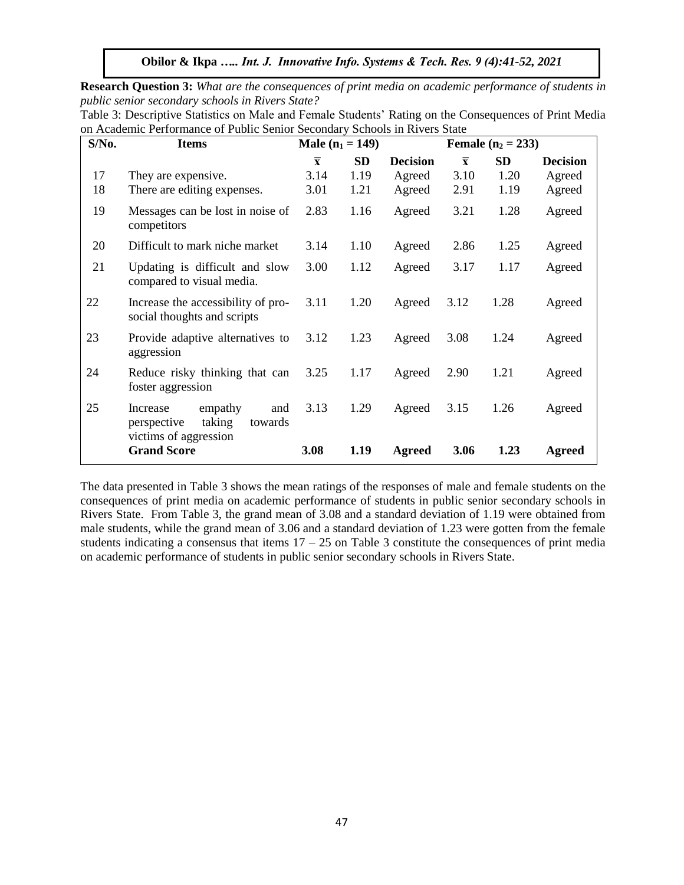**Research Question 3:** *What are the consequences of print media on academic performance of students in public senior secondary schools in Rivers State?*

Table 3: Descriptive Statistics on Male and Female Students' Rating on the Consequences of Print Media on Academic Performance of Public Senior Secondary Schools in Rivers State

| S/No. | Items | Male ($n_1$ = 149) | | | Female ($n_2$ = 233) | | |
|---|---|---|---|---|---|---|---|
| | | $\bar{x}$ | SD | Decision | $\bar{x}$ | SD | Decision |
| 17 | They are expensive. | 3.14 | 1.19 | Agreed | 3.10 | 1.20 | Agreed |
| 18 | There are editing expenses. | 3.01 | 1.21 | Agreed | 2.91 | 1.19 | Agreed |
| 19 | Messages can be lost in noise of competitors | 2.83 | 1.16 | Agreed | 3.21 | 1.28 | Agreed |
| 20 | Difficult to mark niche market | 3.14 | 1.10 | Agreed | 2.86 | 1.25 | Agreed |
| 21 | Updating is difficult and slow compared to visual media. | 3.00 | 1.12 | Agreed | 3.17 | 1.17 | Agreed |
| 22 | Increase the accessibility of pro-social thoughts and scripts | 3.11 | 1.20 | Agreed | 3.12 | 1.28 | Agreed |
| 23 | Provide adaptive alternatives to aggression | 3.12 | 1.23 | Agreed | 3.08 | 1.24 | Agreed |
| 24 | Reduce risky thinking that can foster aggression | 3.25 | 1.17 | Agreed | 2.90 | 1.21 | Agreed |
| 25 | Increase empathy and perspective taking towards victims of aggression | 3.13 | 1.29 | Agreed | 3.15 | 1.26 | Agreed |
| | **Grand Score** | **3.08** | **1.19** | **Agreed** | **3.06** | **1.23** | **Agreed** |

The data presented in Table 3 shows the mean ratings of the responses of male and female students on the consequences of print media on academic performance of students in public senior secondary schools in Rivers State. From Table 3, the grand mean of 3.08 and a standard deviation of 1.19 were obtained from male students, while the grand mean of 3.06 and a standard deviation of 1.23 were gotten from the female students indicating a consensus that items 17 – 25 on Table 3 constitute the consequences of print media on academic performance of students in public senior secondary schools in Rivers State.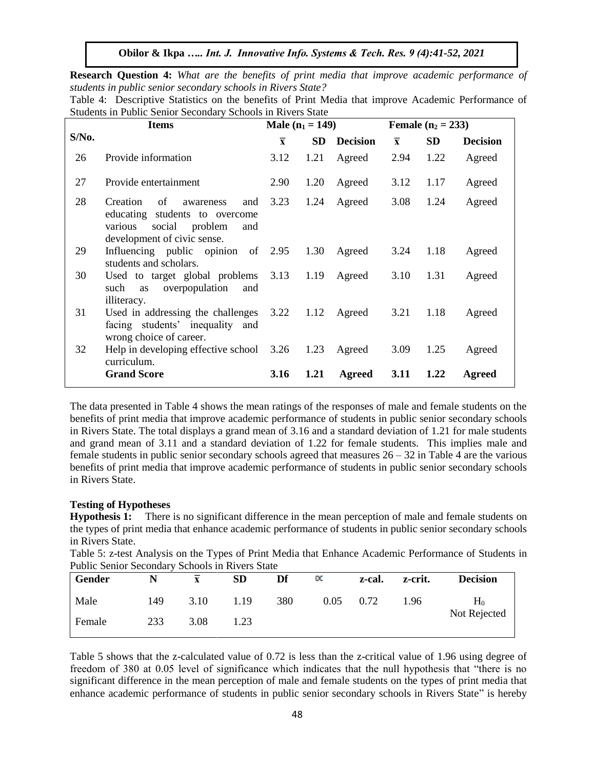**Research Question 4:** *What are the benefits of print media that improve academic performance of students in public senior secondary schools in Rivers State?*

Table 4: Descriptive Statistics on the benefits of Print Media that improve Academic Performance of Students in Public Senior Secondary Schools in Rivers State

| S/No. | Items | Male ($n_1 = 149$) | | | Female ($n_2 = 233$) | | |
|---|---|---|---|---|---|---|---|
| | | $\bar{x}$ | SD | Decision | $\bar{x}$ | SD | Decision |
| 26 | Provide information | 3.12 | 1.21 | Agreed | 2.94 | 1.22 | Agreed |
| 27 | Provide entertainment | 2.90 | 1.20 | Agreed | 3.12 | 1.17 | Agreed |
| 28 | Creation of awareness and educating students to overcome various social problem and development of civic sense. | 3.23 | 1.24 | Agreed | 3.08 | 1.24 | Agreed |
| 29 | Influencing public opinion of students and scholars. | 2.95 | 1.30 | Agreed | 3.24 | 1.18 | Agreed |
| 30 | Used to target global problems such as overpopulation and illiteracy. | 3.13 | 1.19 | Agreed | 3.10 | 1.31 | Agreed |
| 31 | Used in addressing the challenges facing students' inequality and wrong choice of career. | 3.22 | 1.12 | Agreed | 3.21 | 1.18 | Agreed |
| 32 | Help in developing effective school curriculum. | 3.26 | 1.23 | Agreed | 3.09 | 1.25 | Agreed |
| | **Grand Score** | **3.16** | **1.21** | **Agreed** | **3.11** | **1.22** | **Agreed** |

The data presented in Table 4 shows the mean ratings of the responses of male and female students on the benefits of print media that improve academic performance of students in public senior secondary schools in Rivers State. The total displays a grand mean of 3.16 and a standard deviation of 1.21 for male students and grand mean of 3.11 and a standard deviation of 1.22 for female students. This implies male and female students in public senior secondary schools agreed that measures 26 – 32 in Table 4 are the various benefits of print media that improve academic performance of students in public senior secondary schools in Rivers State.

### Testing of Hypotheses

**Hypothesis 1:** There is no significant difference in the mean perception of male and female students on the types of print media that enhance academic performance of students in public senior secondary schools in Rivers State.

Table 5: z-test Analysis on the Types of Print Media that Enhance Academic Performance of Students in Public Senior Secondary Schools in Rivers State

| Gender | N | $\bar{x}$ | SD | Df | $\alpha$ | z-cal. | z-crit. | Decision |
|---|---|---|---|---|---|---|---|---|
| Male | 149 | 3.10 | 1.19 | 380 | 0.05 | 0.72 | 1.96 | $H_0$ Not Rejected |
| Female | 233 | 3.08 | 1.23 | | | | | |

Table 5 shows that the z-calculated value of 0.72 is less than the z-critical value of 1.96 using degree of freedom of 380 at 0.05 level of significance which indicates that the null hypothesis that "there is no significant difference in the mean perception of male and female students on the types of print media that enhance academic performance of students in public senior secondary schools in Rivers State" is hereby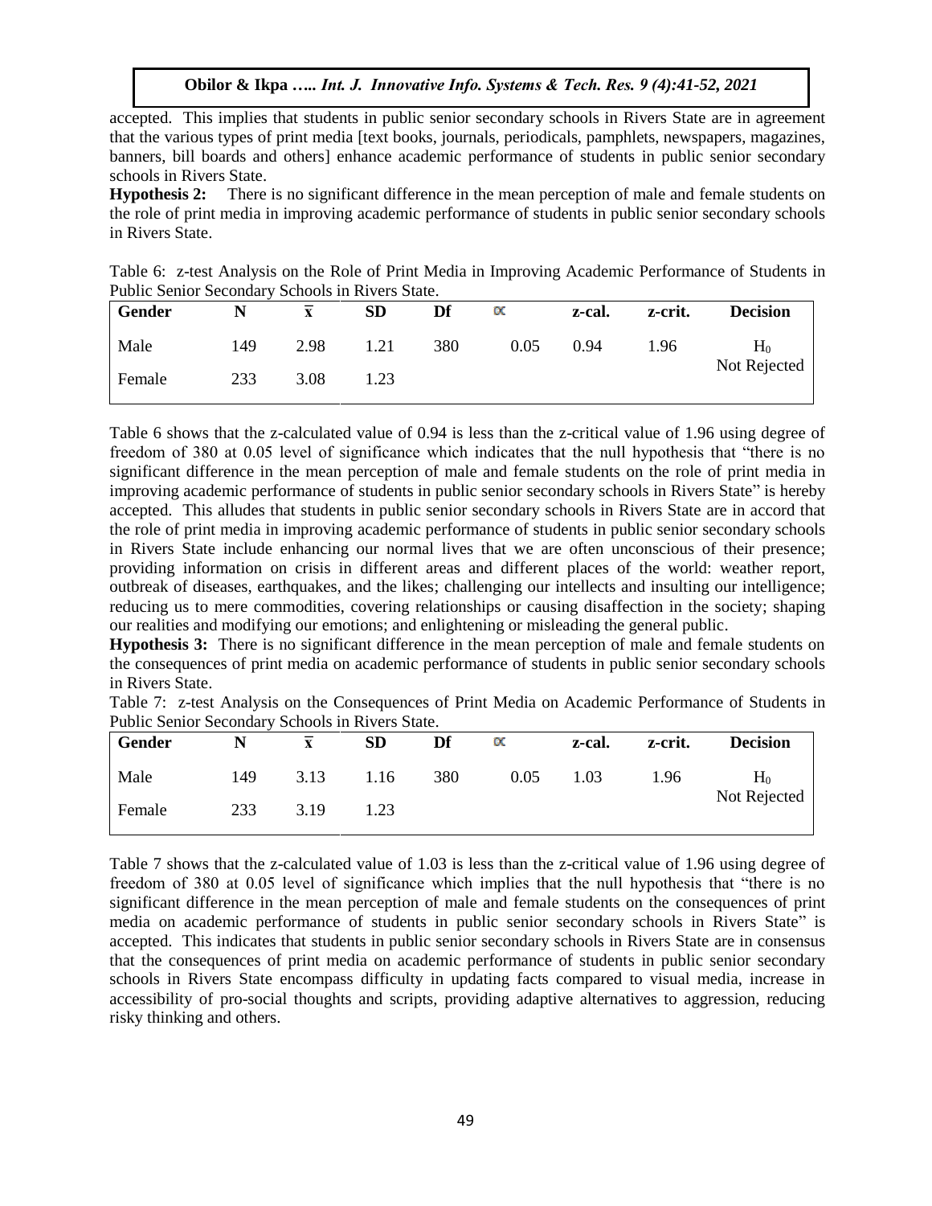accepted. This implies that students in public senior secondary schools in Rivers State are in agreement that the various types of print media [text books, journals, periodicals, pamphlets, newspapers, magazines, banners, bill boards and others] enhance academic performance of students in public senior secondary schools in Rivers State.

**Hypothesis 2:** There is no significant difference in the mean perception of male and female students on the role of print media in improving academic performance of students in public senior secondary schools in Rivers State.

Table 6: z-test Analysis on the Role of Print Media in Improving Academic Performance of Students in Public Senior Secondary Schools in Rivers State.

| Gender | N | $\bar{x}$ | SD | Df | $\alpha$ | z-cal. | z-crit. | Decision |
|---|---|---|---|---|---|---|---|---|
| Male | 149 | 2.98 | 1.21 | 380 | 0.05 | 0.94 | 1.96 | $H_0$ Not Rejected |
| Female | 233 | 3.08 | 1.23 | | | | | |

Table 6 shows that the z-calculated value of 0.94 is less than the z-critical value of 1.96 using degree of freedom of 380 at 0.05 level of significance which indicates that the null hypothesis that "there is no significant difference in the mean perception of male and female students on the role of print media in improving academic performance of students in public senior secondary schools in Rivers State" is hereby accepted. This alludes that students in public senior secondary schools in Rivers State are in accord that the role of print media in improving academic performance of students in public senior secondary schools in Rivers State include enhancing our normal lives that we are often unconscious of their presence; providing information on crisis in different areas and different places of the world: weather report, outbreak of diseases, earthquakes, and the likes; challenging our intellects and insulting our intelligence; reducing us to mere commodities, covering relationships or causing disaffection in the society; shaping our realities and modifying our emotions; and enlightening or misleading the general public.

**Hypothesis 3:** There is no significant difference in the mean perception of male and female students on the consequences of print media on academic performance of students in public senior secondary schools in Rivers State.

Table 7: z-test Analysis on the Consequences of Print Media on Academic Performance of Students in Public Senior Secondary Schools in Rivers State.

| Gender | N | $\bar{x}$ | SD | Df | $\alpha$ | z-cal. | z-crit. | Decision |
|---|---|---|---|---|---|---|---|---|
| Male | 149 | 3.13 | 1.16 | 380 | 0.05 | 1.03 | 1.96 | $H_0$ Not Rejected |
| Female | 233 | 3.19 | 1.23 | | | | | |

Table 7 shows that the z-calculated value of 1.03 is less than the z-critical value of 1.96 using degree of freedom of 380 at 0.05 level of significance which implies that the null hypothesis that "there is no significant difference in the mean perception of male and female students on the consequences of print media on academic performance of students in public senior secondary schools in Rivers State" is accepted. This indicates that students in public senior secondary schools in Rivers State are in consensus that the consequences of print media on academic performance of students in public senior secondary schools in Rivers State encompass difficulty in updating facts compared to visual media, increase in accessibility of pro-social thoughts and scripts, providing adaptive alternatives to aggression, reducing risky thinking and others.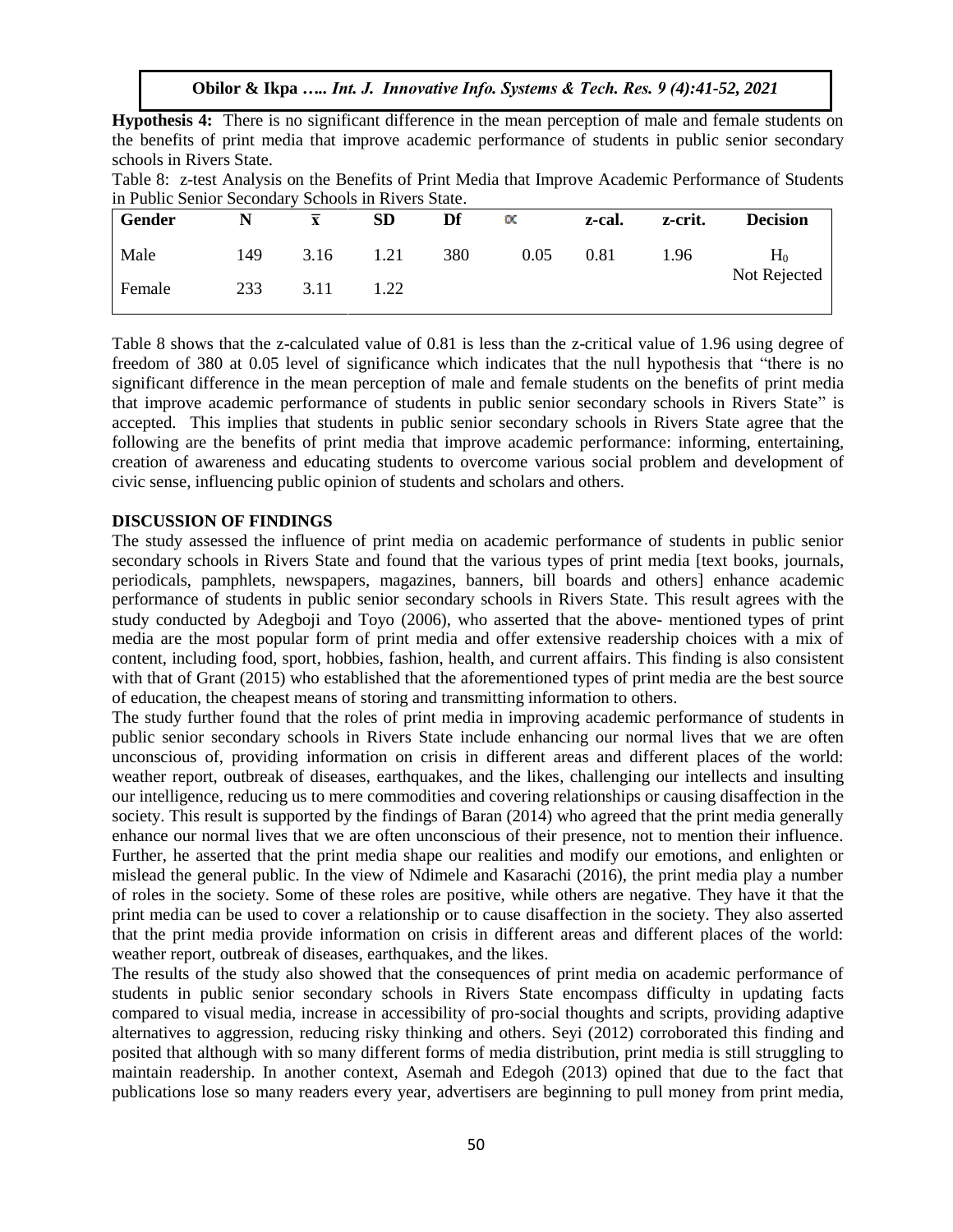**Hypothesis 4:** There is no significant difference in the mean perception of male and female students on the benefits of print media that improve academic performance of students in public senior secondary schools in Rivers State.

Table 8: z-test Analysis on the Benefits of Print Media that Improve Academic Performance of Students in Public Senior Secondary Schools in Rivers State.

| Gender | N | $\bar{x}$ | SD | Df | $\alpha$ | z-cal. | z-crit. | Decision |
|---|---|---|---|---|---|---|---|---|
| Male | 149 | 3.16 | 1.21 | 380 | 0.05 | 0.81 | 1.96 | $H_0$ Not Rejected |
| Female | 233 | 3.11 | 1.22 | | | | | |

Table 8 shows that the z-calculated value of 0.81 is less than the z-critical value of 1.96 using degree of freedom of 380 at 0.05 level of significance which indicates that the null hypothesis that "there is no significant difference in the mean perception of male and female students on the benefits of print media that improve academic performance of students in public senior secondary schools in Rivers State" is accepted. This implies that students in public senior secondary schools in Rivers State agree that the following are the benefits of print media that improve academic performance: informing, entertaining, creation of awareness and educating students to overcome various social problem and development of civic sense, influencing public opinion of students and scholars and others.

## DISCUSSION OF FINDINGS

The study assessed the influence of print media on academic performance of students in public senior secondary schools in Rivers State and found that the various types of print media [text books, journals, periodicals, pamphlets, newspapers, magazines, banners, bill boards and others] enhance academic performance of students in public senior secondary schools in Rivers State. This result agrees with the study conducted by Adegboji and Toyo (2006), who asserted that the above- mentioned types of print media are the most popular form of print media and offer extensive readership choices with a mix of content, including food, sport, hobbies, fashion, health, and current affairs. This finding is also consistent with that of Grant (2015) who established that the aforementioned types of print media are the best source of education, the cheapest means of storing and transmitting information to others.

The study further found that the roles of print media in improving academic performance of students in public senior secondary schools in Rivers State include enhancing our normal lives that we are often unconscious of, providing information on crisis in different areas and different places of the world: weather report, outbreak of diseases, earthquakes, and the likes, challenging our intellects and insulting our intelligence, reducing us to mere commodities and covering relationships or causing disaffection in the society. This result is supported by the findings of Baran (2014) who agreed that the print media generally enhance our normal lives that we are often unconscious of their presence, not to mention their influence. Further, he asserted that the print media shape our realities and modify our emotions, and enlighten or mislead the general public. In the view of Ndimele and Kasarachi (2016), the print media play a number of roles in the society. Some of these roles are positive, while others are negative. They have it that the print media can be used to cover a relationship or to cause disaffection in the society. They also asserted that the print media provide information on crisis in different areas and different places of the world: weather report, outbreak of diseases, earthquakes, and the likes.

The results of the study also showed that the consequences of print media on academic performance of students in public senior secondary schools in Rivers State encompass difficulty in updating facts compared to visual media, increase in accessibility of pro-social thoughts and scripts, providing adaptive alternatives to aggression, reducing risky thinking and others. Seyi (2012) corroborated this finding and posited that although with so many different forms of media distribution, print media is still struggling to maintain readership. In another context, Asemah and Edegoh (2013) opined that due to the fact that publications lose so many readers every year, advertisers are beginning to pull money from print media,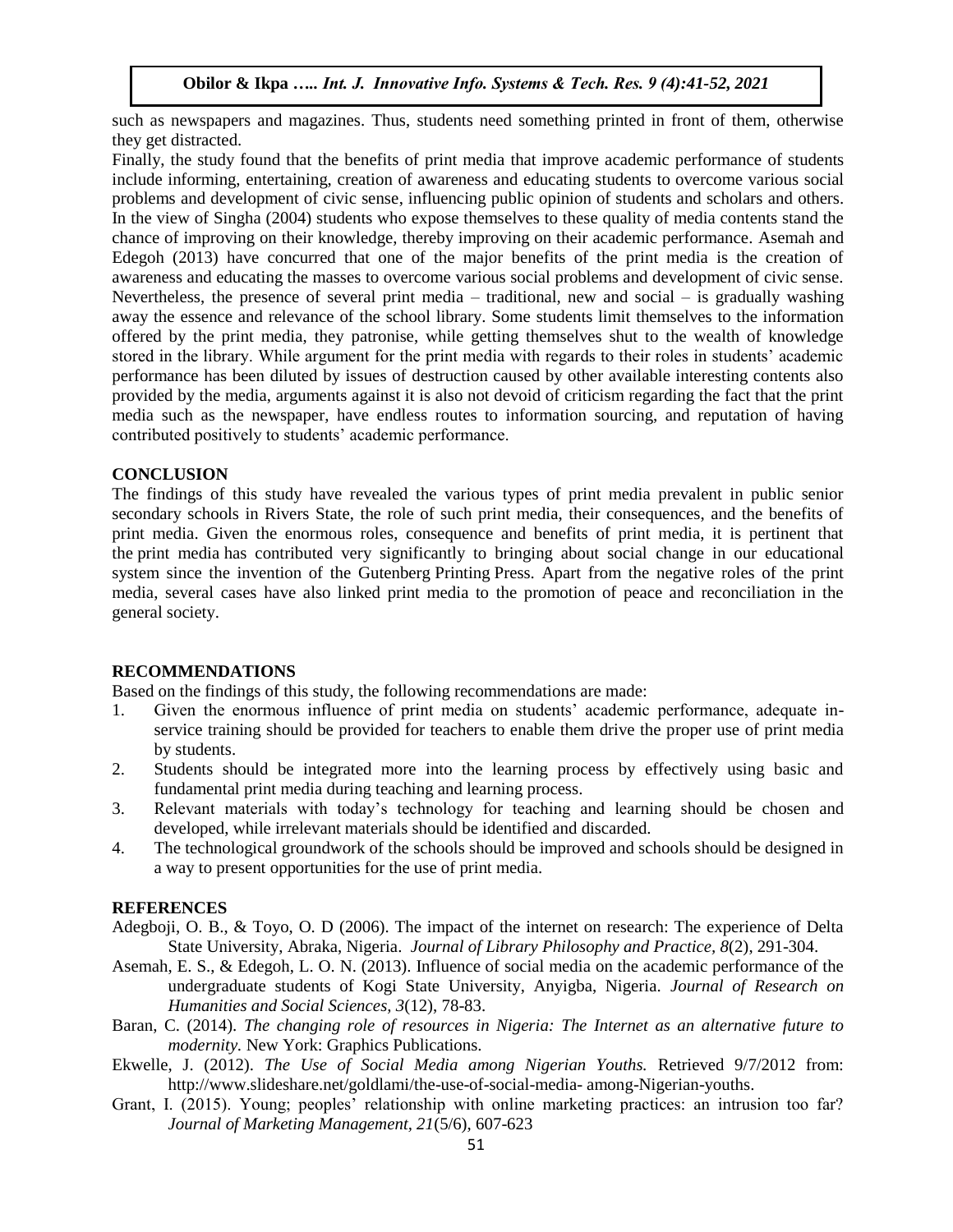such as newspapers and magazines. Thus, students need something printed in front of them, otherwise they get distracted.

Finally, the study found that the benefits of print media that improve academic performance of students include informing, entertaining, creation of awareness and educating students to overcome various social problems and development of civic sense, influencing public opinion of students and scholars and others. In the view of Singha (2004) students who expose themselves to these quality of media contents stand the chance of improving on their knowledge, thereby improving on their academic performance. Asemah and Edegoh (2013) have concurred that one of the major benefits of the print media is the creation of awareness and educating the masses to overcome various social problems and development of civic sense. Nevertheless, the presence of several print media – traditional, new and social – is gradually washing away the essence and relevance of the school library. Some students limit themselves to the information offered by the print media, they patronise, while getting themselves shut to the wealth of knowledge stored in the library. While argument for the print media with regards to their roles in students' academic performance has been diluted by issues of destruction caused by other available interesting contents also provided by the media, arguments against it is also not devoid of criticism regarding the fact that the print media such as the newspaper, have endless routes to information sourcing, and reputation of having contributed positively to students' academic performance.

## CONCLUSION

The findings of this study have revealed the various types of print media prevalent in public senior secondary schools in Rivers State, the role of such print media, their consequences, and the benefits of print media. Given the enormous roles, consequence and benefits of print media, it is pertinent that the print media has contributed very significantly to bringing about social change in our educational system since the invention of the Gutenberg Printing Press. Apart from the negative roles of the print media, several cases have also linked print media to the promotion of peace and reconciliation in the general society.

## RECOMMENDATIONS

Based on the findings of this study, the following recommendations are made:

1. Given the enormous influence of print media on students' academic performance, adequate in-service training should be provided for teachers to enable them drive the proper use of print media by students.
2. Students should be integrated more into the learning process by effectively using basic and fundamental print media during teaching and learning process.
3. Relevant materials with today's technology for teaching and learning should be chosen and developed, while irrelevant materials should be identified and discarded.
4. The technological groundwork of the schools should be improved and schools should be designed in a way to present opportunities for the use of print media.

## REFERENCES

Adegboji, O. B., & Toyo, O. D (2006). The impact of the internet on research: The experience of Delta State University, Abraka, Nigeria. *Journal of Library Philosophy and Practice, 8*(2), 291-304.

Asemah, E. S., & Edegoh, L. O. N. (2013). Influence of social media on the academic performance of the undergraduate students of Kogi State University, Anyigba, Nigeria. *Journal of Research on Humanities and Social Sciences, 3*(12), 78-83.

Baran, C. (2014). *The changing role of resources in Nigeria: The Internet as an alternative future to modernity.* New York: Graphics Publications.

Ekwelle, J. (2012). *The Use of Social Media among Nigerian Youths.* Retrieved 9/7/2012 from: http://www.slideshare.net/goldlami/the-use-of-social-media- among-Nigerian-youths.

Grant, I. (2015). Young; peoples' relationship with online marketing practices: an intrusion too far? *Journal of Marketing Management, 21*(5/6), 607-623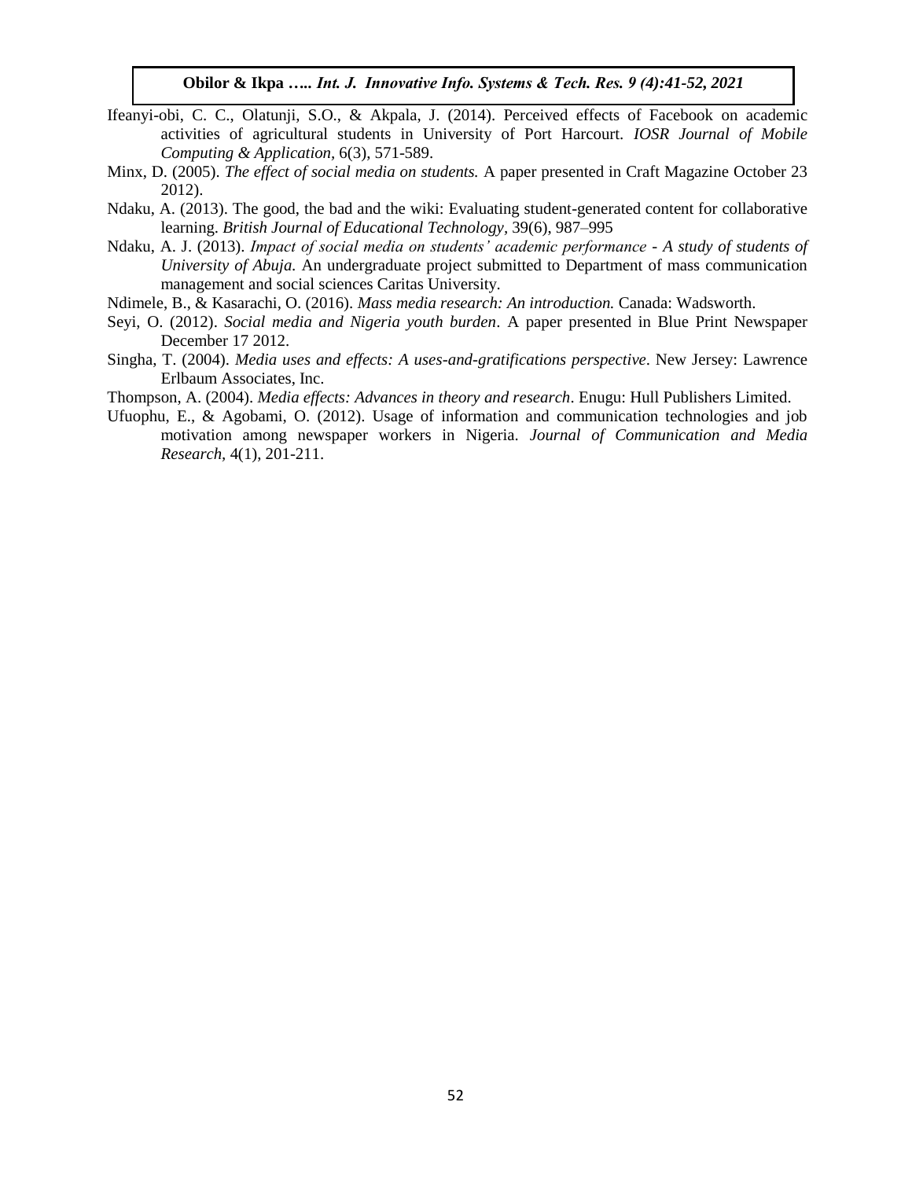Ifeanyi-obi, C. C., Olatunji, S.O., & Akpala, J. (2014). Perceived effects of Facebook on academic activities of agricultural students in University of Port Harcourt. *IOSR Journal of Mobile Computing & Application*, 6(3), 571-589.

Minx, D. (2005). *The effect of social media on students.* A paper presented in Craft Magazine October 23 2012).

Ndaku, A. (2013). The good, the bad and the wiki: Evaluating student-generated content for collaborative learning. *British Journal of Educational Technology*, 39(6), 987–995

Ndaku, A. J. (2013). *Impact of social media on students' academic performance - A study of students of University of Abuja.* An undergraduate project submitted to Department of mass communication management and social sciences Caritas University.

Ndimele, B., & Kasarachi, O. (2016). *Mass media research: An introduction.* Canada: Wadsworth.

Seyi, O. (2012). *Social media and Nigeria youth burden*. A paper presented in Blue Print Newspaper December 17 2012.

Singha, T. (2004). *Media uses and effects: A uses-and-gratifications perspective*. New Jersey: Lawrence Erlbaum Associates, Inc.

Thompson, A. (2004). *Media effects: Advances in theory and research*. Enugu: Hull Publishers Limited.

Ufuophu, E., & Agobami, O. (2012). Usage of information and communication technologies and job motivation among newspaper workers in Nigeria. *Journal of Communication and Media Research*, 4(1), 201-211.